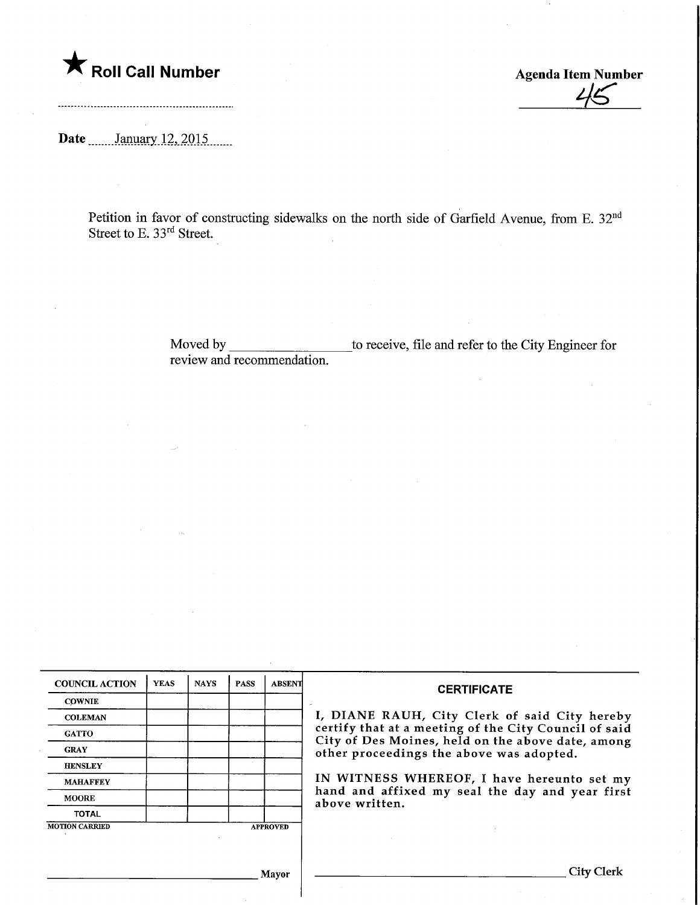★ **Roll Call Number**

**Agenda Item Number**

45

**Date** January 12, 2015

Petition in favor of constructing sidewalks on the north side of Garfield Avenue, from E. 32nd Street to E. 33rd Street.

Moved by ____________ to receive, file and refer to the City Engineer for review and recommendation.

| COUNCIL ACTION | YEAS | NAYS | PASS | ABSENT |
|---|---|---|---|---|
| COWNIE | | | | |
| COLEMAN | | | | |
| GATTO | | | | |
| GRAY | | | | |
| HENSLEY | | | | |
| MAHAFFEY | | | | |
| MOORE | | | | |
| TOTAL | | | | |

MOTION CARRIED APPROVED

______________________ Mayor

**CERTIFICATE**

I, DIANE RAUH, City Clerk of said City hereby certify that at a meeting of the City Council of said City of Des Moines, held on the above date, among other proceedings the above was adopted.

IN WITNESS WHEREOF, I have hereunto set my hand and affixed my seal the day and year first above written.

______________________ City Clerk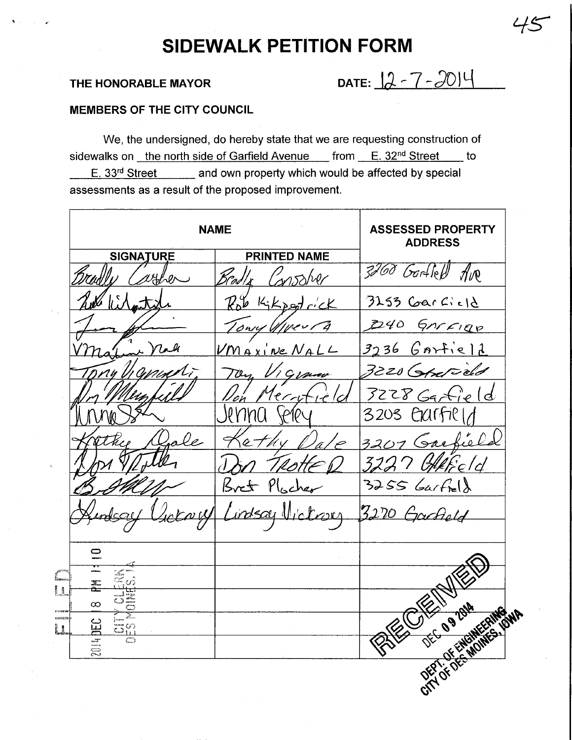45

# SIDEWALK PETITION FORM

**THE HONORABLE MAYOR** **DATE:** 12-7-2014

**MEMBERS OF THE CITY COUNCIL**

We, the undersigned, do hereby state that we are requesting construction of sidewalks on the north side of Garfield Avenue from E. 32nd Street to E. 33rd Street and own property which would be affected by special assessments as a result of the proposed improvement.

| NAME | | ASSESSED PROPERTY ADDRESS |
|---|---|---|
| **SIGNATURE** | **PRINTED NAME** | |
| Bradly Carsher | Bradly Consolver | 3260 Garfield Ave |
| Rob Kilpatrick | Rob Kirkpatrick | 3253 Garfield |
| Tony Olivera | Tony Olivera | 3240 Garfield |
| VMaxine Nall | VMAXINE NALL | 3236 Garfield |
| Tony Vignaroli | Tony Vignaroli | 3220 Garfield |
| Don Merrifield | Don Merrifield | 3228 Garfield |
| Jenna Seley | Jenna Seley | 3203 Garfield |
| Kathy Dale | Kathy Dale | 3207 Garfield |
| Don Trotter | Don TROTTER | 3227 Garfield |
| Bret Plocher | Bret Plocher | 3255 Garfield |
| Lindsay Vickrey | Lindsay Vickrey | 3270 Garfield |
| | | |
| | | |
| | | |
| | | |
| | | |

FILED 2014 DEC 18 PM 1:10 CITY CLERK DES MOINES, IA

RECEIVED DEC 09 2014 DEPT. OF ENGINEERING CITY OF DES MOINES, IOWA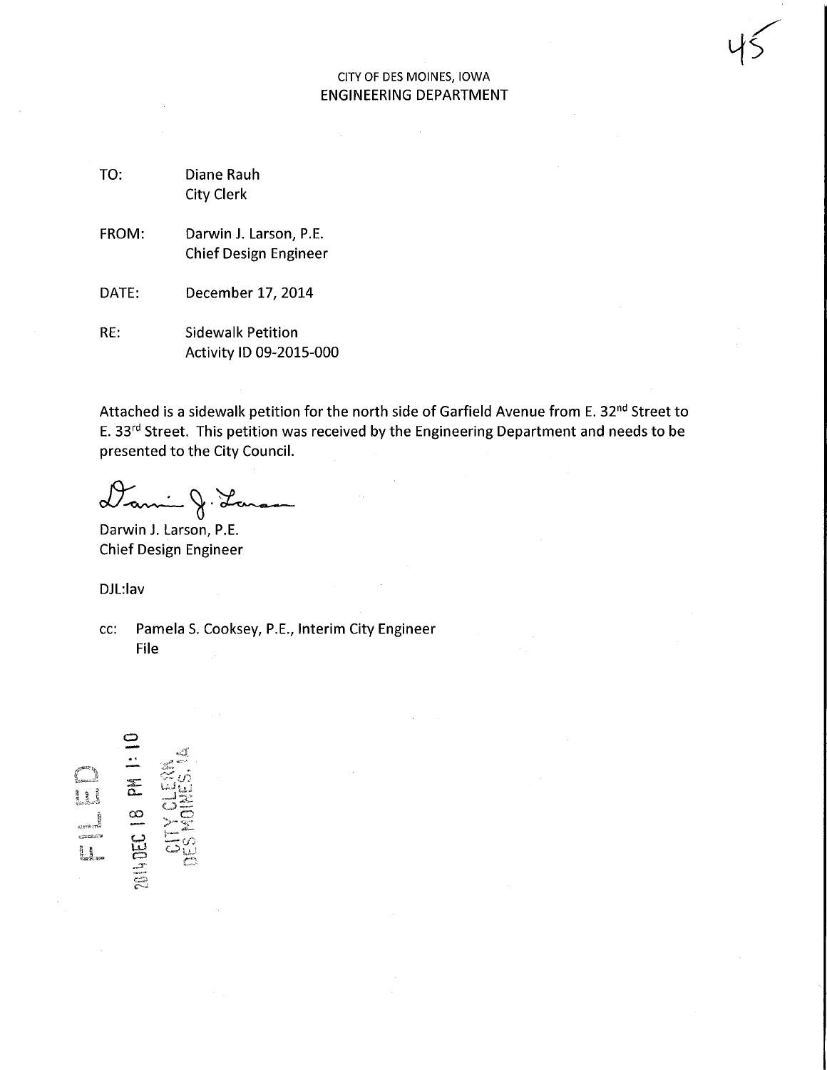45

CITY OF DES MOINES, IOWA
ENGINEERING DEPARTMENT

TO: Diane Rauh
City Clerk

FROM: Darwin J. Larson, P.E.
Chief Design Engineer

DATE: December 17, 2014

RE: Sidewalk Petition
Activity ID 09-2015-000

Attached is a sidewalk petition for the north side of Garfield Avenue from E. 32nd Street to E. 33rd Street. This petition was received by the Engineering Department and needs to be presented to the City Council.

Darwin J. Larson

Darwin J. Larson, P.E.
Chief Design Engineer

DJL:lav

cc: Pamela S. Cooksey, P.E., Interim City Engineer
File

FILED
2014 DEC 18 PM 1:10
CITY CLERK
DES MOINES, IA